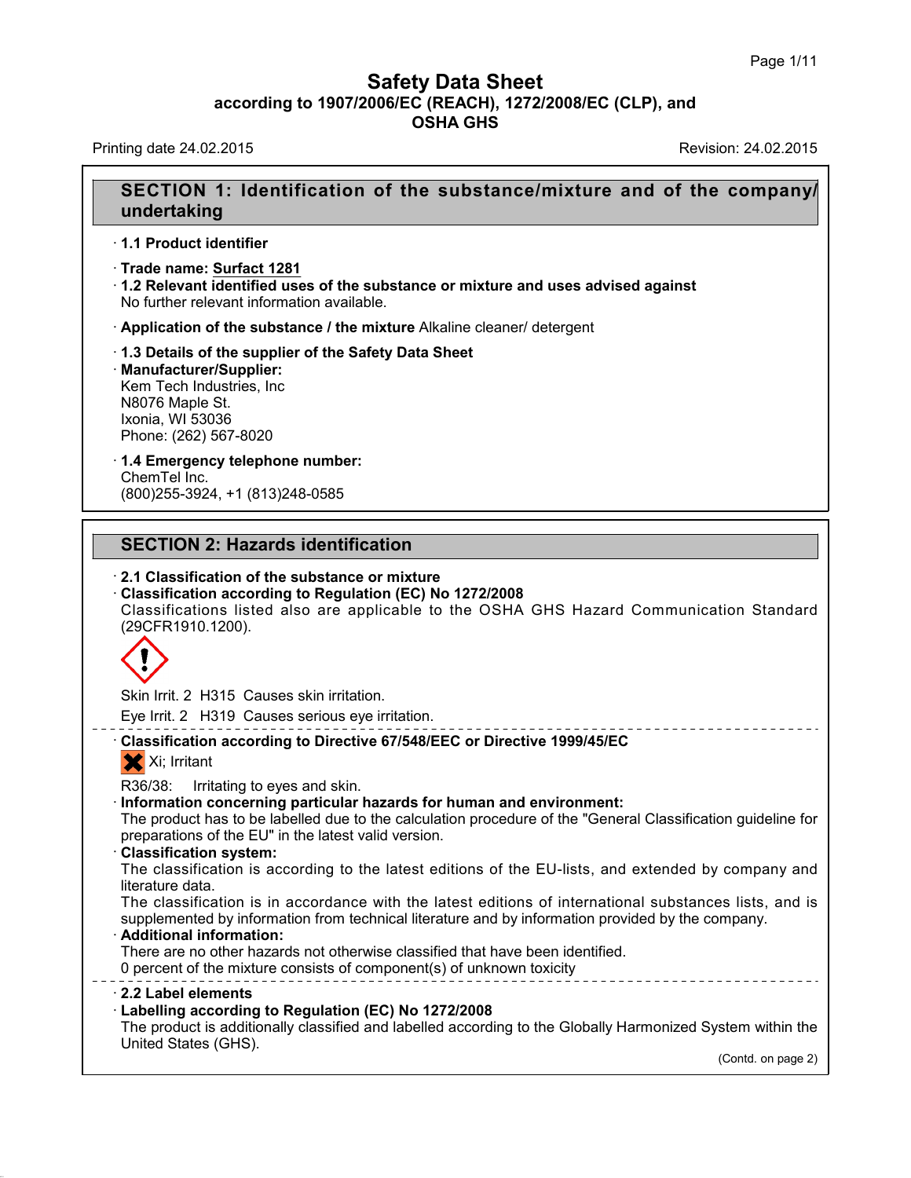# Safety Data Sheet
**according to 1907/2006/EC (REACH), 1272/2008/EC (CLP), and OSHA GHS**

Printing date 24.02.2015 Revision: 24.02.2015

## SECTION 1: Identification of the substance/mixture and of the company/undertaking

- **1.1 Product identifier**
- **Trade name: Surfact 1281**
- **1.2 Relevant identified uses of the substance or mixture and uses advised against**
  No further relevant information available.
- **Application of the substance / the mixture** Alkaline cleaner/ detergent
- **1.3 Details of the supplier of the Safety Data Sheet**
- **Manufacturer/Supplier:**
  Kem Tech Industries, Inc
  N8076 Maple St.
  Ixonia, WI 53036
  Phone: (262) 567-8020
- **1.4 Emergency telephone number:**
  ChemTel Inc.
  (800)255-3924, +1 (813)248-0585

## SECTION 2: Hazards identification

- **2.1 Classification of the substance or mixture**
- **Classification according to Regulation (EC) No 1272/2008**
  Classifications listed also are applicable to the OSHA GHS Hazard Communication Standard (29CFR1910.1200).

  Skin Irrit. 2 H315 Causes skin irritation.

  Eye Irrit. 2 H319 Causes serious eye irritation.

- **Classification according to Directive 67/548/EEC or Directive 1999/45/EC**
  Xi; Irritant

  R36/38: Irritating to eyes and skin.
- **Information concerning particular hazards for human and environment:**
  The product has to be labelled due to the calculation procedure of the "General Classification guideline for preparations of the EU" in the latest valid version.
- **Classification system:**
  The classification is according to the latest editions of the EU-lists, and extended by company and literature data.
  The classification is in accordance with the latest editions of international substances lists, and is supplemented by information from technical literature and by information provided by the company.
- **Additional information:**
  There are no other hazards not otherwise classified that have been identified.
  0 percent of the mixture consists of component(s) of unknown toxicity

- **2.2 Label elements**
- **Labelling according to Regulation (EC) No 1272/2008**
  The product is additionally classified and labelled according to the Globally Harmonized System within the United States (GHS).

(Contd. on page 2)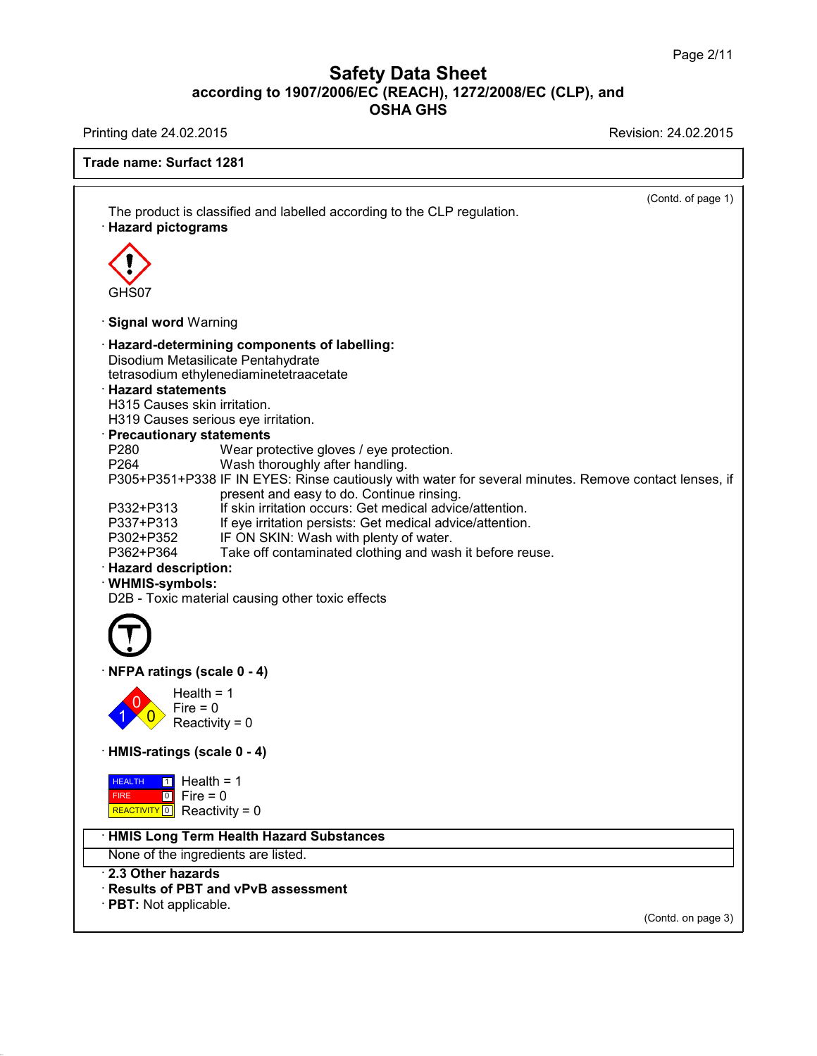Safety Data Sheet
according to 1907/2006/EC (REACH), 1272/2008/EC (CLP), and OSHA GHS

Printing date 24.02.2015 Revision: 24.02.2015

**Trade name: Surfact 1281**

(Contd. of page 1)

The product is classified and labelled according to the CLP regulation.

· **Hazard pictograms**

GHS07

· **Signal word** Warning

· **Hazard-determining components of labelling:**
Disodium Metasilicate Pentahydrate
tetrasodium ethylenediaminetetraacetate

· **Hazard statements**
H315 Causes skin irritation.
H319 Causes serious eye irritation.

· **Precautionary statements**

| | |
|---|---|
| P280 | Wear protective gloves / eye protection. |
| P264 | Wash thoroughly after handling. |
| P305+P351+P338 | IF IN EYES: Rinse cautiously with water for several minutes. Remove contact lenses, if present and easy to do. Continue rinsing. |
| P332+P313 | If skin irritation occurs: Get medical advice/attention. |
| P337+P313 | If eye irritation persists: Get medical advice/attention. |
| P302+P352 | IF ON SKIN: Wash with plenty of water. |
| P362+P364 | Take off contaminated clothing and wash it before reuse. |

· **Hazard description:**

· **WHMIS-symbols:**
D2B - Toxic material causing other toxic effects

· **NFPA ratings (scale 0 - 4)**

Health = 1
Fire = 0
Reactivity = 0

· **HMIS-ratings (scale 0 - 4)**

| | | |
|---|---|---|
| HEALTH | 1 | Health = 1 |
| FIRE | 0 | Fire = 0 |
| REACTIVITY | 0 | Reactivity = 0 |

· **HMIS Long Term Health Hazard Substances**

None of the ingredients are listed.

· **2.3 Other hazards**

· **Results of PBT and vPvB assessment**

· **PBT:** Not applicable.

(Contd. on page 3)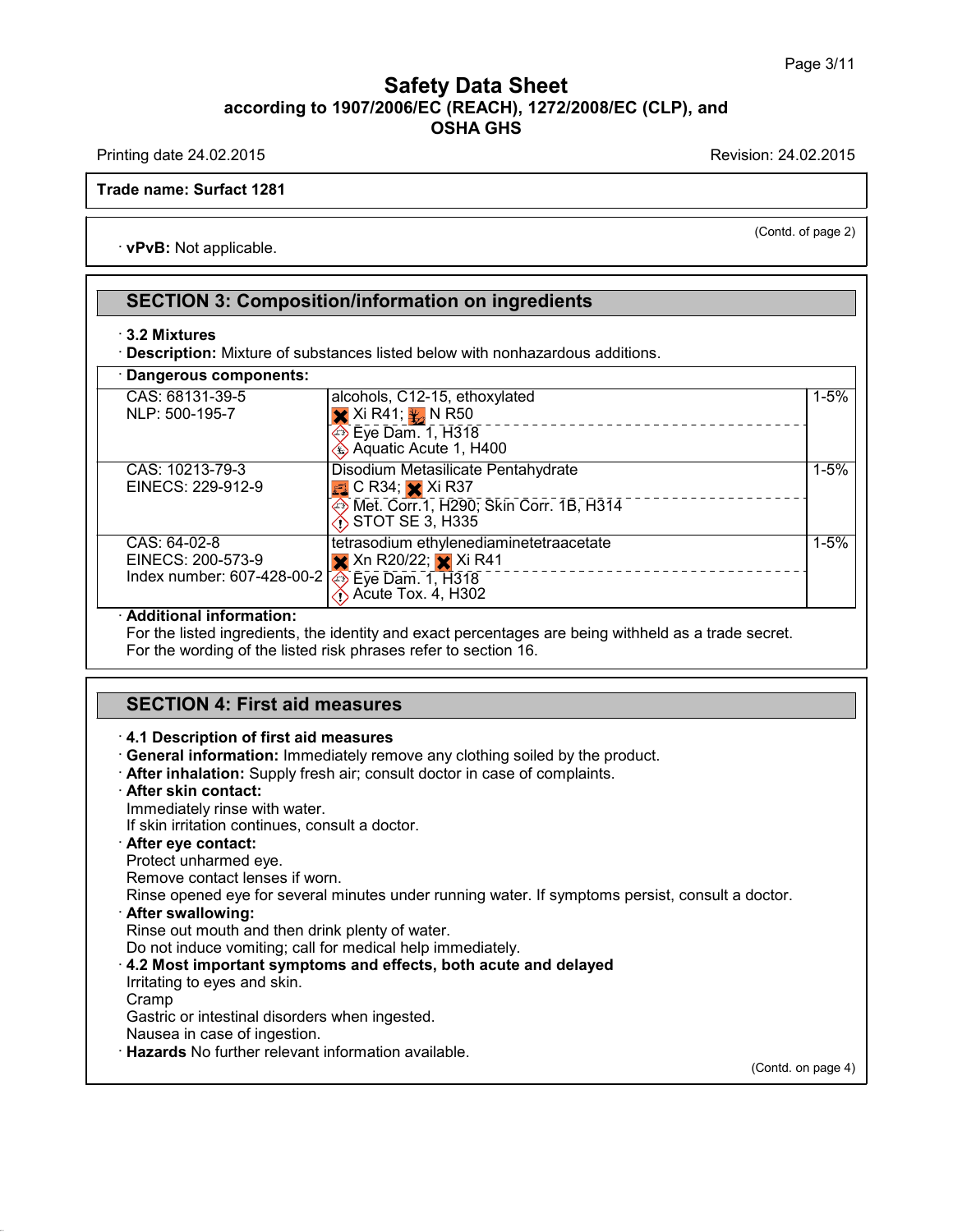(Contd. of page 2)

· **vPvB:** Not applicable.

## SECTION 3: Composition/information on ingredients

· **3.2 Mixtures**

· **Description:** Mixture of substances listed below with nonhazardous additions.

· **Dangerous components:**

| | | |
|---|---|---|
| CAS: 68131-39-5<br>NLP: 500-195-7 | alcohols, C12-15, ethoxylated<br>Xi R41; N R50<br>Eye Dam. 1, H318<br>Aquatic Acute 1, H400 | 1-5% |
| CAS: 10213-79-3<br>EINECS: 229-912-9 | Disodium Metasilicate Pentahydrate<br>C R34; Xi R37<br>Met. Corr.1, H290; Skin Corr. 1B, H314<br>STOT SE 3, H335 | 1-5% |
| CAS: 64-02-8<br>EINECS: 200-573-9<br>Index number: 607-428-00-2 | tetrasodium ethylenediaminetetraacetate<br>Xn R20/22; Xi R41<br>Eye Dam. 1, H318<br>Acute Tox. 4, H302 | 1-5% |

· **Additional information:**
For the listed ingredients, the identity and exact percentages are being withheld as a trade secret.
For the wording of the listed risk phrases refer to section 16.

## SECTION 4: First aid measures

· **4.1 Description of first aid measures**

· **General information:** Immediately remove any clothing soiled by the product.

· **After inhalation:** Supply fresh air; consult doctor in case of complaints.

· **After skin contact:**
Immediately rinse with water.
If skin irritation continues, consult a doctor.

· **After eye contact:**
Protect unharmed eye.
Remove contact lenses if worn.
Rinse opened eye for several minutes under running water. If symptoms persist, consult a doctor.

· **After swallowing:**
Rinse out mouth and then drink plenty of water.
Do not induce vomiting; call for medical help immediately.

· **4.2 Most important symptoms and effects, both acute and delayed**
Irritating to eyes and skin.
Cramp
Gastric or intestinal disorders when ingested.
Nausea in case of ingestion.

· **Hazards** No further relevant information available.

(Contd. on page 4)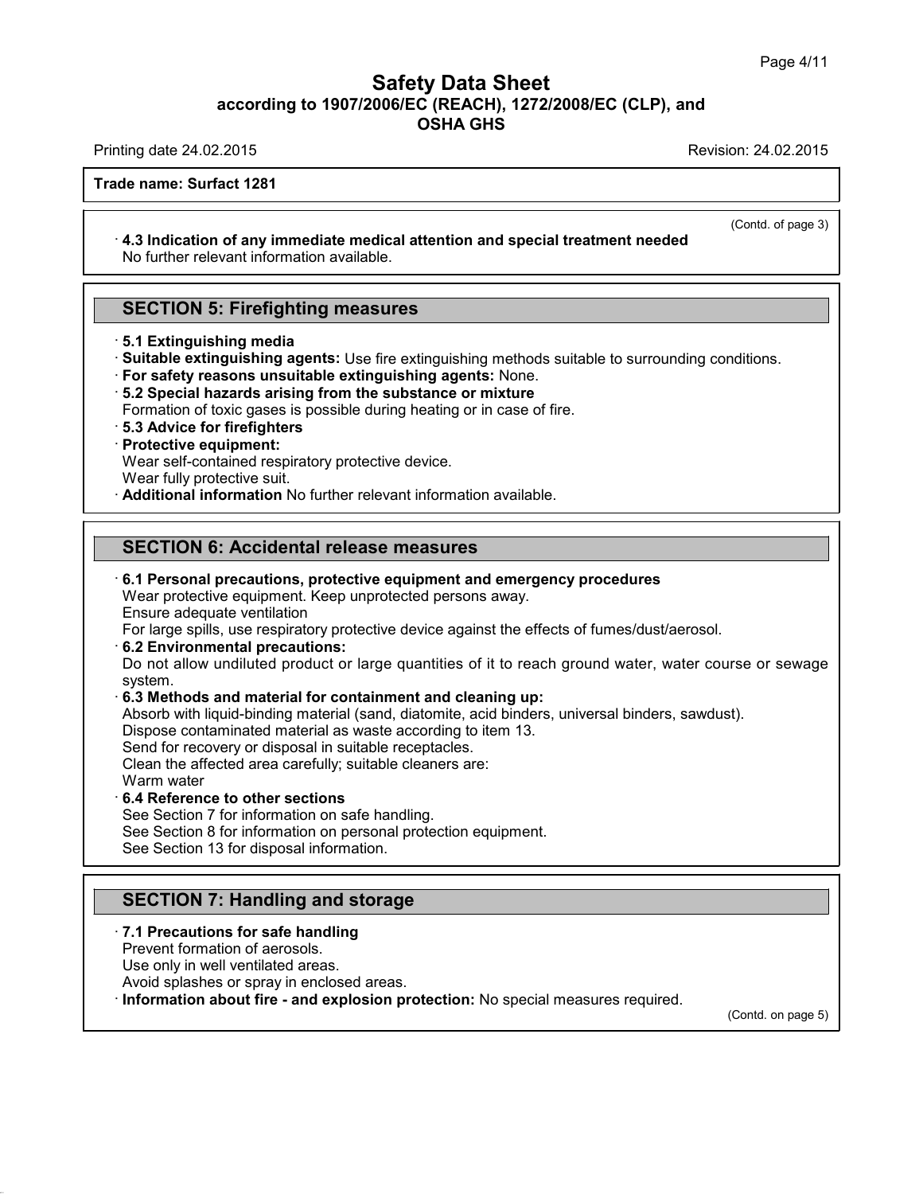**Trade name: Surfact 1281**

(Contd. of page 3)

· **4.3 Indication of any immediate medical attention and special treatment needed**
No further relevant information available.

## SECTION 5: Firefighting measures

· **5.1 Extinguishing media**
· **Suitable extinguishing agents:** Use fire extinguishing methods suitable to surrounding conditions.
· **For safety reasons unsuitable extinguishing agents:** None.
· **5.2 Special hazards arising from the substance or mixture**
Formation of toxic gases is possible during heating or in case of fire.
· **5.3 Advice for firefighters**
· **Protective equipment:**
Wear self-contained respiratory protective device.
Wear fully protective suit.
· **Additional information** No further relevant information available.

## SECTION 6: Accidental release measures

· **6.1 Personal precautions, protective equipment and emergency procedures**
Wear protective equipment. Keep unprotected persons away.
Ensure adequate ventilation
For large spills, use respiratory protective device against the effects of fumes/dust/aerosol.
· **6.2 Environmental precautions:**
Do not allow undiluted product or large quantities of it to reach ground water, water course or sewage system.
· **6.3 Methods and material for containment and cleaning up:**
Absorb with liquid-binding material (sand, diatomite, acid binders, universal binders, sawdust).
Dispose contaminated material as waste according to item 13.
Send for recovery or disposal in suitable receptacles.
Clean the affected area carefully; suitable cleaners are:
Warm water
· **6.4 Reference to other sections**
See Section 7 for information on safe handling.
See Section 8 for information on personal protection equipment.
See Section 13 for disposal information.

## SECTION 7: Handling and storage

· **7.1 Precautions for safe handling**
Prevent formation of aerosols.
Use only in well ventilated areas.
Avoid splashes or spray in enclosed areas.
· **Information about fire - and explosion protection:** No special measures required.

(Contd. on page 5)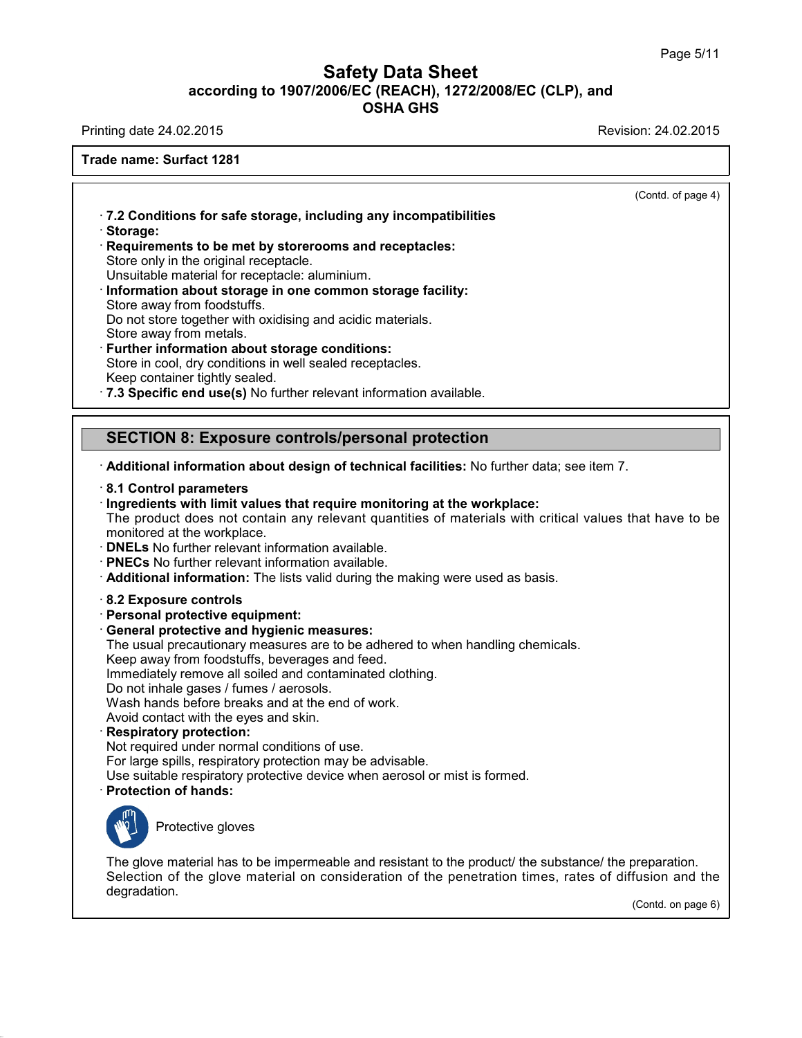Trade name: Surfact 1281

(Contd. of page 4)

· **7.2 Conditions for safe storage, including any incompatibilities**
· **Storage:**
· **Requirements to be met by storerooms and receptacles:**
Store only in the original receptacle.
Unsuitable material for receptacle: aluminium.
· **Information about storage in one common storage facility:**
Store away from foodstuffs.
Do not store together with oxidising and acidic materials.
Store away from metals.
· **Further information about storage conditions:**
Store in cool, dry conditions in well sealed receptacles.
Keep container tightly sealed.
· **7.3 Specific end use(s)** No further relevant information available.

## SECTION 8: Exposure controls/personal protection

· **Additional information about design of technical facilities:** No further data; see item 7.

· **8.1 Control parameters**
· **Ingredients with limit values that require monitoring at the workplace:**
The product does not contain any relevant quantities of materials with critical values that have to be monitored at the workplace.
· **DNELs** No further relevant information available.
· **PNECs** No further relevant information available.
· **Additional information:** The lists valid during the making were used as basis.

· **8.2 Exposure controls**
· **Personal protective equipment:**
· **General protective and hygienic measures:**
The usual precautionary measures are to be adhered to when handling chemicals.
Keep away from foodstuffs, beverages and feed.
Immediately remove all soiled and contaminated clothing.
Do not inhale gases / fumes / aerosols.
Wash hands before breaks and at the end of work.
Avoid contact with the eyes and skin.
· **Respiratory protection:**
Not required under normal conditions of use.
For large spills, respiratory protection may be advisable.
Use suitable respiratory protective device when aerosol or mist is formed.
· **Protection of hands:**

Protective gloves

The glove material has to be impermeable and resistant to the product/ the substance/ the preparation.
Selection of the glove material on consideration of the penetration times, rates of diffusion and the degradation.

(Contd. on page 6)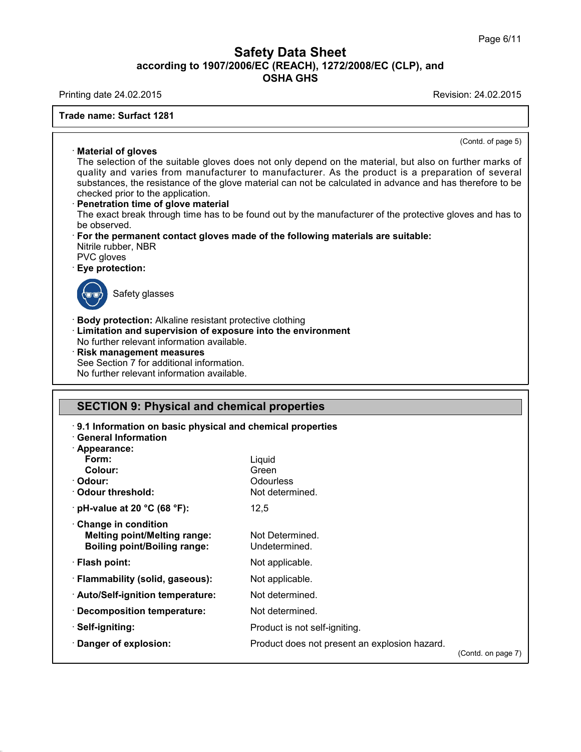Trade name: Surfact 1281

(Contd. of page 5)

· **Material of gloves**
The selection of the suitable gloves does not only depend on the material, but also on further marks of quality and varies from manufacturer to manufacturer. As the product is a preparation of several substances, the resistance of the glove material can not be calculated in advance and has therefore to be checked prior to the application.

· **Penetration time of glove material**
The exact break through time has to be found out by the manufacturer of the protective gloves and has to be observed.

· **For the permanent contact gloves made of the following materials are suitable:**
Nitrile rubber, NBR
PVC gloves

· **Eye protection:**

Safety glasses

· **Body protection:** Alkaline resistant protective clothing

· **Limitation and supervision of exposure into the environment**
No further relevant information available.

· **Risk management measures**
See Section 7 for additional information.
No further relevant information available.

## SECTION 9: Physical and chemical properties

· **9.1 Information on basic physical and chemical properties**

· **General Information**

| | |
|---|---|
| · **Appearance:** | |
| **Form:** | Liquid |
| **Colour:** | Green |
| · **Odour:** | Odourless |
| · **Odour threshold:** | Not determined. |
| · **pH-value at 20 °C (68 °F):** | 12,5 |
| · **Change in condition** | |
| **Melting point/Melting range:** | Not Determined. |
| **Boiling point/Boiling range:** | Undetermined. |
| · **Flash point:** | Not applicable. |
| · **Flammability (solid, gaseous):** | Not applicable. |
| · **Auto/Self-ignition temperature:** | Not determined. |
| · **Decomposition temperature:** | Not determined. |
| · **Self-igniting:** | Product is not self-igniting. |
| · **Danger of explosion:** | Product does not present an explosion hazard. |

(Contd. on page 7)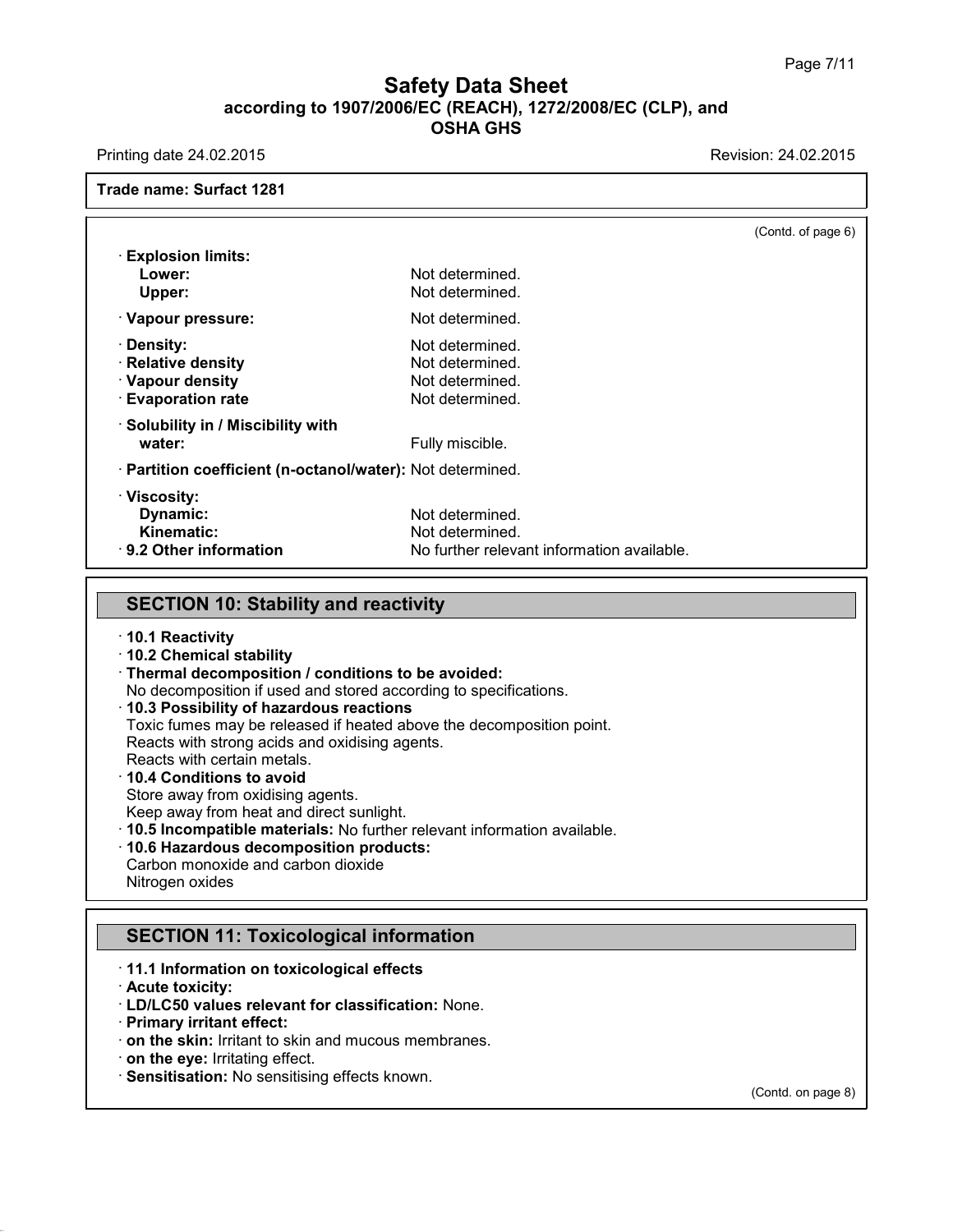**Trade name: Surfact 1281**

(Contd. of page 6)

| | |
|---|---|
| · **Explosion limits:** | |
| **Lower:** | Not determined. |
| **Upper:** | Not determined. |
| · **Vapour pressure:** | Not determined. |
| · **Density:** | Not determined. |
| · **Relative density** | Not determined. |
| · **Vapour density** | Not determined. |
| · **Evaporation rate** | Not determined. |
| · **Solubility in / Miscibility with water:** | Fully miscible. |
| · **Partition coefficient (n-octanol/water):** | Not determined. |
| · **Viscosity:** | |
| **Dynamic:** | Not determined. |
| **Kinematic:** | Not determined. |
| · **9.2 Other information** | No further relevant information available. |

## SECTION 10: Stability and reactivity

· **10.1 Reactivity**

· **10.2 Chemical stability**

· **Thermal decomposition / conditions to be avoided:**
No decomposition if used and stored according to specifications.

· **10.3 Possibility of hazardous reactions**
Toxic fumes may be released if heated above the decomposition point.
Reacts with strong acids and oxidising agents.
Reacts with certain metals.

· **10.4 Conditions to avoid**
Store away from oxidising agents.
Keep away from heat and direct sunlight.

· **10.5 Incompatible materials:** No further relevant information available.

· **10.6 Hazardous decomposition products:**
Carbon monoxide and carbon dioxide
Nitrogen oxides

## SECTION 11: Toxicological information

· **11.1 Information on toxicological effects**

· **Acute toxicity:**

· **LD/LC50 values relevant for classification:** None.

· **Primary irritant effect:**

· **on the skin:** Irritant to skin and mucous membranes.

· **on the eye:** Irritating effect.

· **Sensitisation:** No sensitising effects known.

(Contd. on page 8)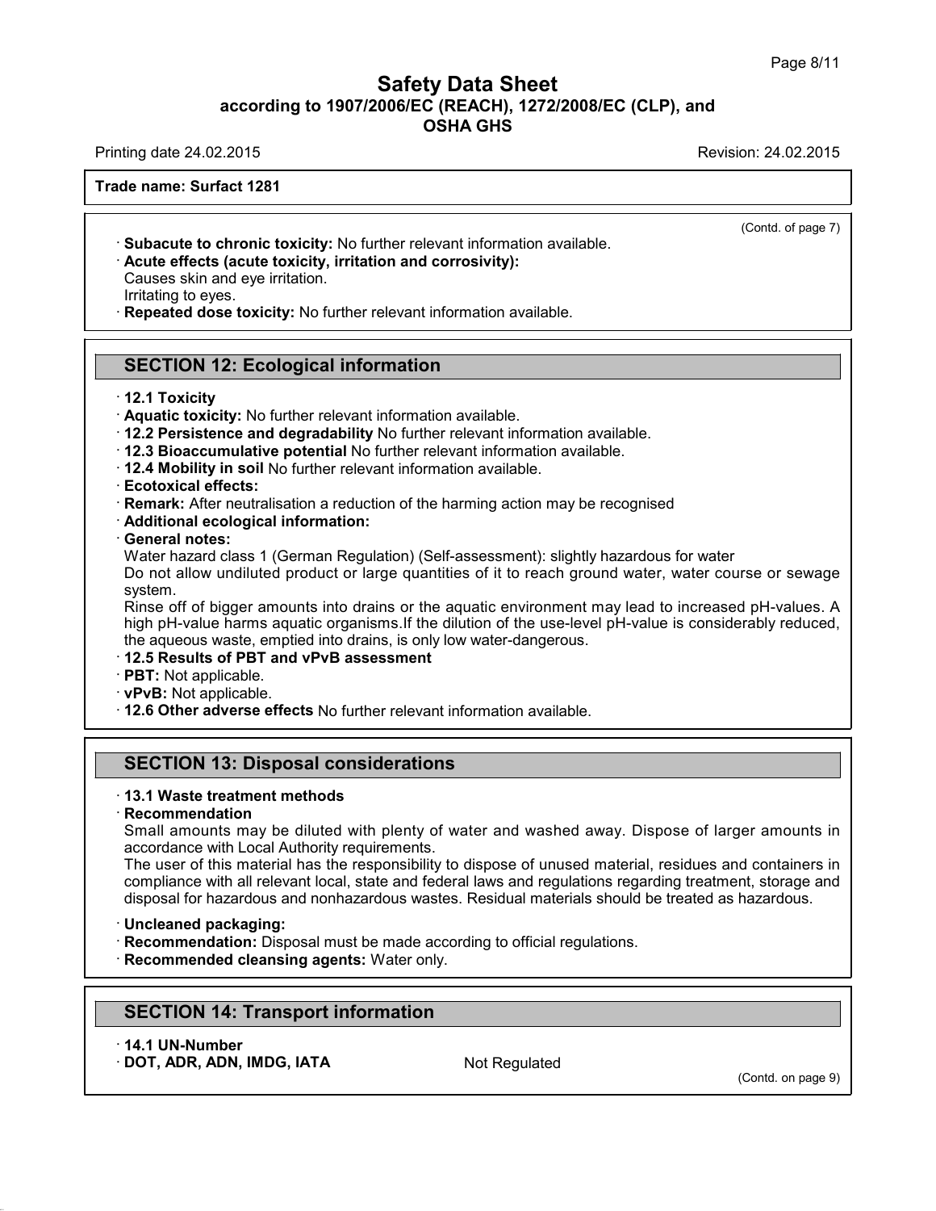**Trade name: Surfact 1281**

(Contd. of page 7)

· **Subacute to chronic toxicity:** No further relevant information available.
· **Acute effects (acute toxicity, irritation and corrosivity):**
Causes skin and eye irritation.
Irritating to eyes.
· **Repeated dose toxicity:** No further relevant information available.

## SECTION 12: Ecological information

· **12.1 Toxicity**
· **Aquatic toxicity:** No further relevant information available.
· **12.2 Persistence and degradability** No further relevant information available.
· **12.3 Bioaccumulative potential** No further relevant information available.
· **12.4 Mobility in soil** No further relevant information available.
· **Ecotoxical effects:**
· **Remark:** After neutralisation a reduction of the harming action may be recognised
· **Additional ecological information:**
· **General notes:**
Water hazard class 1 (German Regulation) (Self-assessment): slightly hazardous for water
Do not allow undiluted product or large quantities of it to reach ground water, water course or sewage system.
Rinse off of bigger amounts into drains or the aquatic environment may lead to increased pH-values. A high pH-value harms aquatic organisms.If the dilution of the use-level pH-value is considerably reduced, the aqueous waste, emptied into drains, is only low water-dangerous.
· **12.5 Results of PBT and vPvB assessment**
· **PBT:** Not applicable.
· **vPvB:** Not applicable.
· **12.6 Other adverse effects** No further relevant information available.

## SECTION 13: Disposal considerations

· **13.1 Waste treatment methods**
· **Recommendation**
Small amounts may be diluted with plenty of water and washed away. Dispose of larger amounts in accordance with Local Authority requirements.
The user of this material has the responsibility to dispose of unused material, residues and containers in compliance with all relevant local, state and federal laws and regulations regarding treatment, storage and disposal for hazardous and nonhazardous wastes. Residual materials should be treated as hazardous.

· **Uncleaned packaging:**
· **Recommendation:** Disposal must be made according to official regulations.
· **Recommended cleansing agents:** Water only.

## SECTION 14: Transport information

· **14.1 UN-Number**
· **DOT, ADR, ADN, IMDG, IATA** Not Regulated

(Contd. on page 9)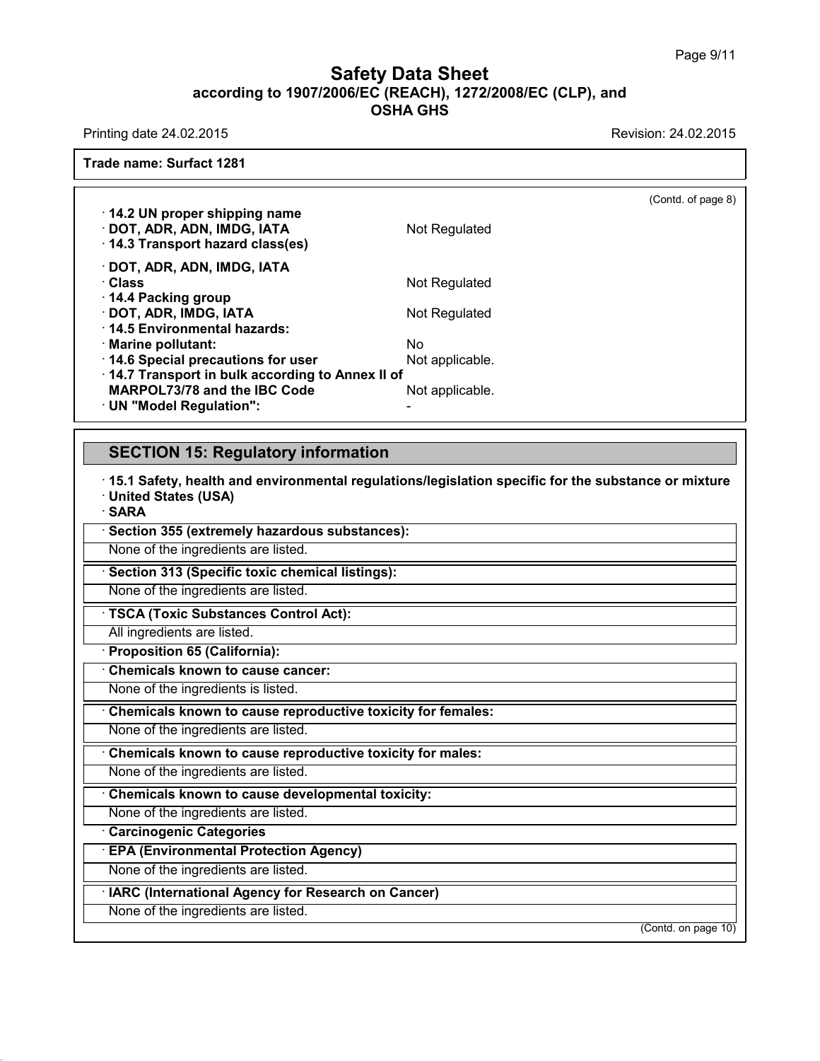Trade name: Surfact 1281

(Contd. of page 8)

· **14.2 UN proper shipping name**
· **DOT, ADR, ADN, IMDG, IATA** Not Regulated
· **14.3 Transport hazard class(es)**

· **DOT, ADR, ADN, IMDG, IATA**
· **Class** Not Regulated
· **14.4 Packing group**
· **DOT, ADR, IMDG, IATA** Not Regulated
· **14.5 Environmental hazards:**
· **Marine pollutant:** No
· **14.6 Special precautions for user** Not applicable.
· **14.7 Transport in bulk according to Annex II of MARPOL73/78 and the IBC Code** Not applicable.
· **UN "Model Regulation":** -

## SECTION 15: Regulatory information

· **15.1 Safety, health and environmental regulations/legislation specific for the substance or mixture**
· **United States (USA)**
· **SARA**

· **Section 355 (extremely hazardous substances):**
None of the ingredients are listed.

· **Section 313 (Specific toxic chemical listings):**
None of the ingredients are listed.

· **TSCA (Toxic Substances Control Act):**
All ingredients are listed.

· **Proposition 65 (California):**

· **Chemicals known to cause cancer:**
None of the ingredients is listed.

· **Chemicals known to cause reproductive toxicity for females:**
None of the ingredients are listed.

· **Chemicals known to cause reproductive toxicity for males:**
None of the ingredients are listed.

· **Chemicals known to cause developmental toxicity:**
None of the ingredients are listed.

· **Carcinogenic Categories**

· **EPA (Environmental Protection Agency)**
None of the ingredients are listed.

· **IARC (International Agency for Research on Cancer)**
None of the ingredients are listed.

(Contd. on page 10)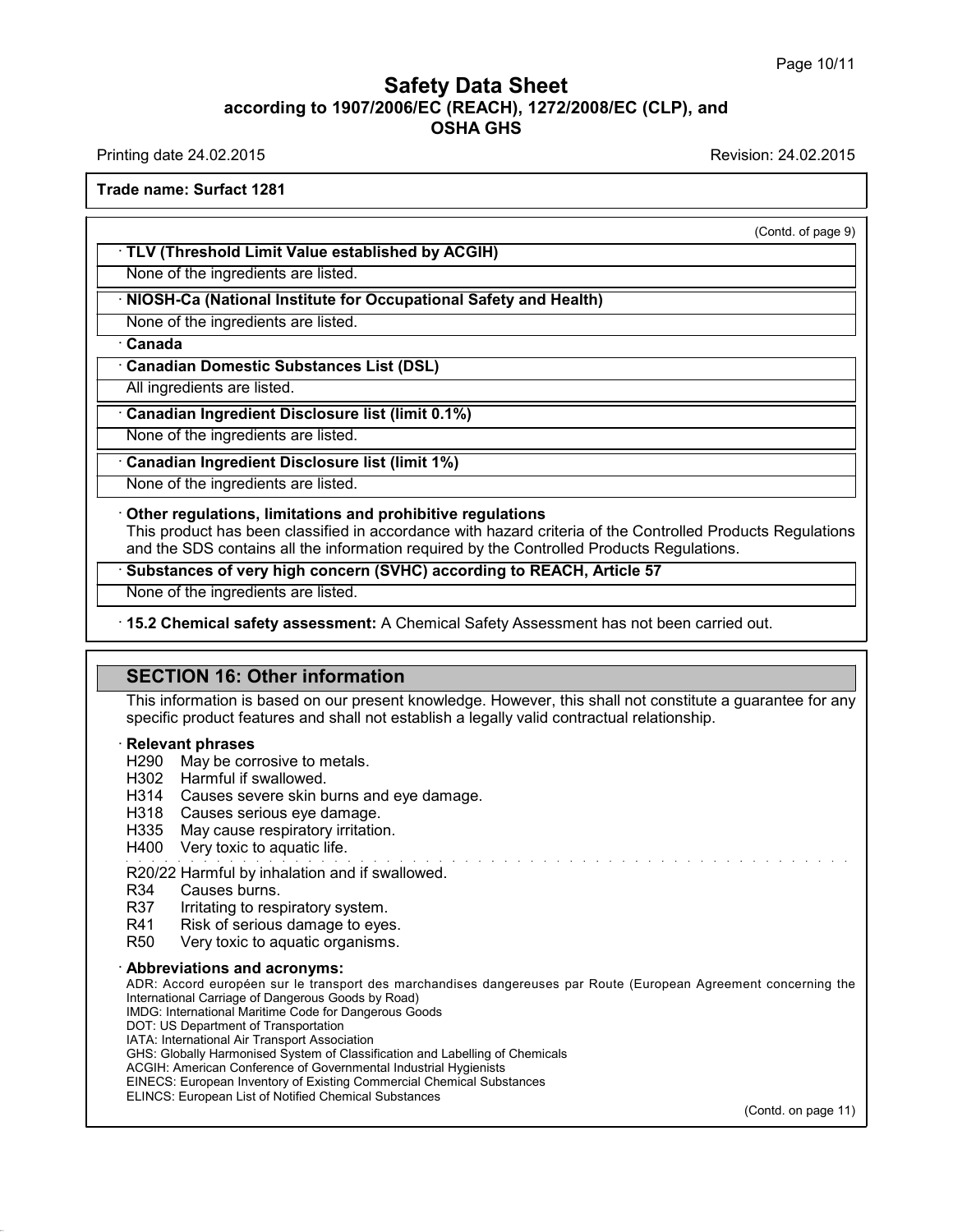Trade name: Surfact 1281

(Contd. of page 9)

· **TLV (Threshold Limit Value established by ACGIH)**

None of the ingredients are listed.

· **NIOSH-Ca (National Institute for Occupational Safety and Health)**

None of the ingredients are listed.

· **Canada**

· **Canadian Domestic Substances List (DSL)**

All ingredients are listed.

· **Canadian Ingredient Disclosure list (limit 0.1%)**

None of the ingredients are listed.

· **Canadian Ingredient Disclosure list (limit 1%)**

None of the ingredients are listed.

· **Other regulations, limitations and prohibitive regulations**

This product has been classified in accordance with hazard criteria of the Controlled Products Regulations and the SDS contains all the information required by the Controlled Products Regulations.

· **Substances of very high concern (SVHC) according to REACH, Article 57**

None of the ingredients are listed.

· **15.2 Chemical safety assessment:** A Chemical Safety Assessment has not been carried out.

## SECTION 16: Other information

This information is based on our present knowledge. However, this shall not constitute a guarantee for any specific product features and shall not establish a legally valid contractual relationship.

· **Relevant phrases**

H290 May be corrosive to metals.
H302 Harmful if swallowed.
H314 Causes severe skin burns and eye damage.
H318 Causes serious eye damage.
H335 May cause respiratory irritation.
H400 Very toxic to aquatic life.

R20/22 Harmful by inhalation and if swallowed.
R34 Causes burns.
R37 Irritating to respiratory system.
R41 Risk of serious damage to eyes.
R50 Very toxic to aquatic organisms.

· **Abbreviations and acronyms:**

ADR: Accord européen sur le transport des marchandises dangereuses par Route (European Agreement concerning the International Carriage of Dangerous Goods by Road)
IMDG: International Maritime Code for Dangerous Goods
DOT: US Department of Transportation
IATA: International Air Transport Association
GHS: Globally Harmonised System of Classification and Labelling of Chemicals
ACGIH: American Conference of Governmental Industrial Hygienists
EINECS: European Inventory of Existing Commercial Chemical Substances
ELINCS: European List of Notified Chemical Substances

(Contd. on page 11)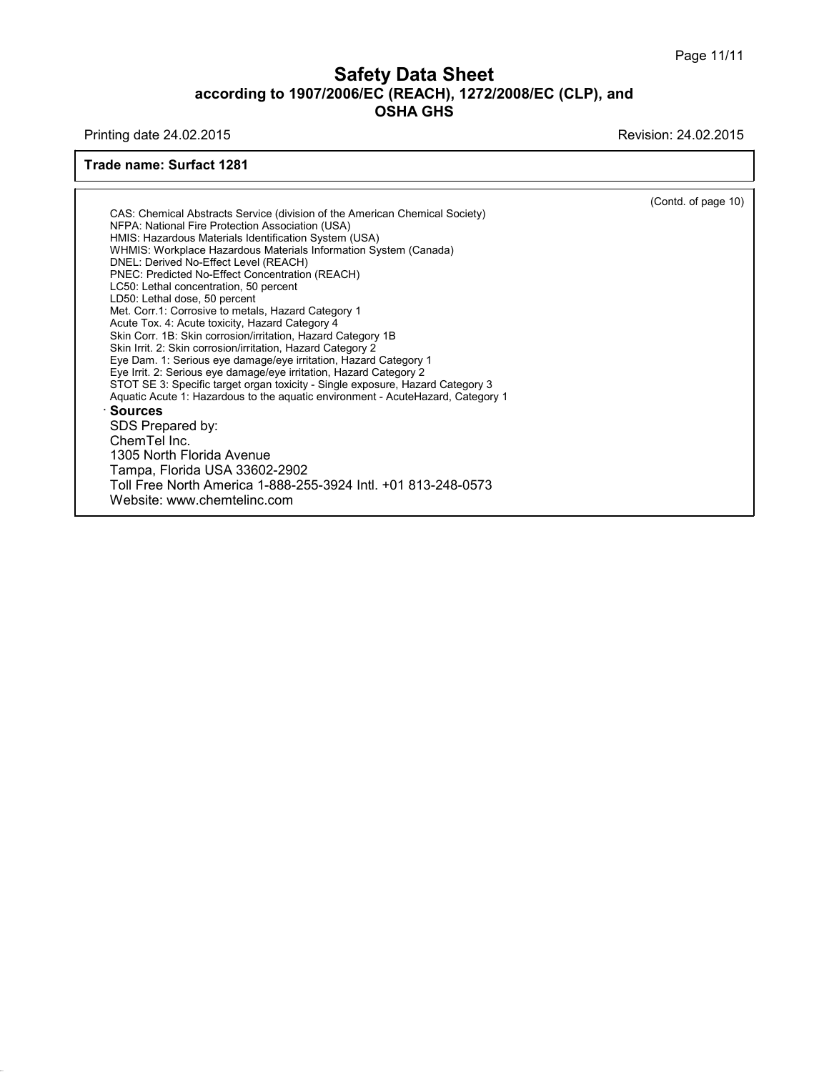# Safety Data Sheet
## according to 1907/2006/EC (REACH), 1272/2008/EC (CLP), and OSHA GHS

Printing date 24.02.2015 Revision: 24.02.2015

**Trade name: Surfact 1281**

(Contd. of page 10)

CAS: Chemical Abstracts Service (division of the American Chemical Society)
NFPA: National Fire Protection Association (USA)
HMIS: Hazardous Materials Identification System (USA)
WHMIS: Workplace Hazardous Materials Information System (Canada)
DNEL: Derived No-Effect Level (REACH)
PNEC: Predicted No-Effect Concentration (REACH)
LC50: Lethal concentration, 50 percent
LD50: Lethal dose, 50 percent
Met. Corr.1: Corrosive to metals, Hazard Category 1
Acute Tox. 4: Acute toxicity, Hazard Category 4
Skin Corr. 1B: Skin corrosion/irritation, Hazard Category 1B
Skin Irrit. 2: Skin corrosion/irritation, Hazard Category 2
Eye Dam. 1: Serious eye damage/eye irritation, Hazard Category 1
Eye Irrit. 2: Serious eye damage/eye irritation, Hazard Category 2
STOT SE 3: Specific target organ toxicity - Single exposure, Hazard Category 3
Aquatic Acute 1: Hazardous to the aquatic environment - AcuteHazard, Category 1

· **Sources**

SDS Prepared by:
ChemTel Inc.
1305 North Florida Avenue
Tampa, Florida USA 33602-2902
Toll Free North America 1-888-255-3924 Intl. +01 813-248-0573
Website: www.chemtelinc.com